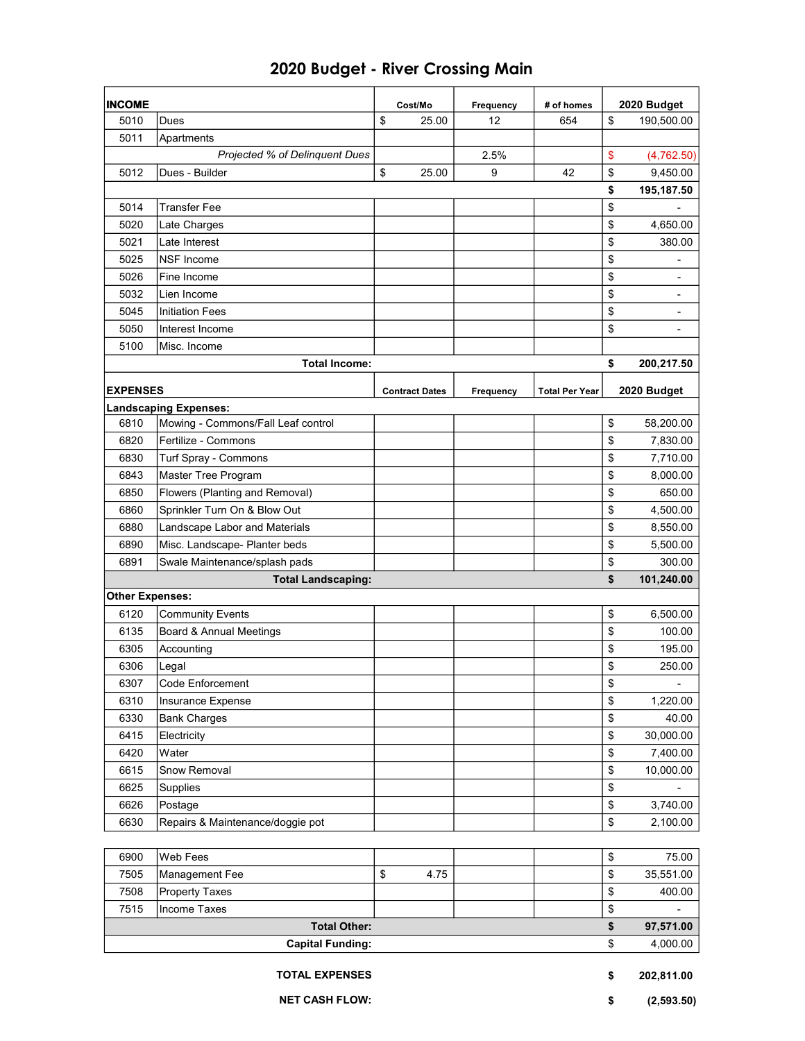# 2020 Budget - River Crossing Main

| INCOME | | Cost/Mo | Frequency | # of homes | 2020 Budget |
|---|---|---|---|---|---|
| 5010 | Dues | $ 25.00 | 12 | 654 | $ 190,500.00 |
| 5011 | Apartments | | | | |
| | *Projected % of Delinquent Dues* | | 2.5% | | $ (4,762.50) |
| 5012 | Dues - Builder | $ 25.00 | 9 | 42 | $ 9,450.00 |
| | | | | | **$ 195,187.50** |
| 5014 | Transfer Fee | | | | $ - |
| 5020 | Late Charges | | | | $ 4,650.00 |
| 5021 | Late Interest | | | | $ 380.00 |
| 5025 | NSF Income | | | | $ - |
| 5026 | Fine Income | | | | $ - |
| 5032 | Lien Income | | | | $ - |
| 5045 | Initiation Fees | | | | $ - |
| 5050 | Interest Income | | | | $ - |
| 5100 | Misc. Income | | | | |
| | **Total Income:** | | | | **$ 200,217.50** |

| EXPENSES | | Contract Dates | Frequency | Total Per Year | 2020 Budget |
|---|---|---|---|---|---|
| **Landscaping Expenses:** | | | | | |
| 6810 | Mowing - Commons/Fall Leaf control | | | | $ 58,200.00 |
| 6820 | Fertilize - Commons | | | | $ 7,830.00 |
| 6830 | Turf Spray - Commons | | | | $ 7,710.00 |
| 6843 | Master Tree Program | | | | $ 8,000.00 |
| 6850 | Flowers (Planting and Removal) | | | | $ 650.00 |
| 6860 | Sprinkler Turn On & Blow Out | | | | $ 4,500.00 |
| 6880 | Landscape Labor and Materials | | | | $ 8,550.00 |
| 6890 | Misc. Landscape- Planter beds | | | | $ 5,500.00 |
| 6891 | Swale Maintenance/splash pads | | | | $ 300.00 |
| | **Total Landscaping:** | | | | **$ 101,240.00** |
| **Other Expenses:** | | | | | |
| 6120 | Community Events | | | | $ 6,500.00 |
| 6135 | Board & Annual Meetings | | | | $ 100.00 |
| 6305 | Accounting | | | | $ 195.00 |
| 6306 | Legal | | | | $ 250.00 |
| 6307 | Code Enforcement | | | | $ - |
| 6310 | Insurance Expense | | | | $ 1,220.00 |
| 6330 | Bank Charges | | | | $ 40.00 |
| 6415 | Electricity | | | | $ 30,000.00 |
| 6420 | Water | | | | $ 7,400.00 |
| 6615 | Snow Removal | | | | $ 10,000.00 |
| 6625 | Supplies | | | | $ - |
| 6626 | Postage | | | | $ 3,740.00 |
| 6630 | Repairs & Maintenance/doggie pot | | | | $ 2,100.00 |
| 6900 | Web Fees | | | | $ 75.00 |
| 7505 | Management Fee | $ 4.75 | | | $ 35,551.00 |
| 7508 | Property Taxes | | | | $ 400.00 |
| 7515 | Income Taxes | | | | $ - |
| | **Total Other:** | | | | **$ 97,571.00** |
| | **Capital Funding:** | | | | $ 4,000.00 |
| | **TOTAL EXPENSES** | | | | **$ 202,811.00** |
| | **NET CASH FLOW:** | | | | **$ (2,593.50)** |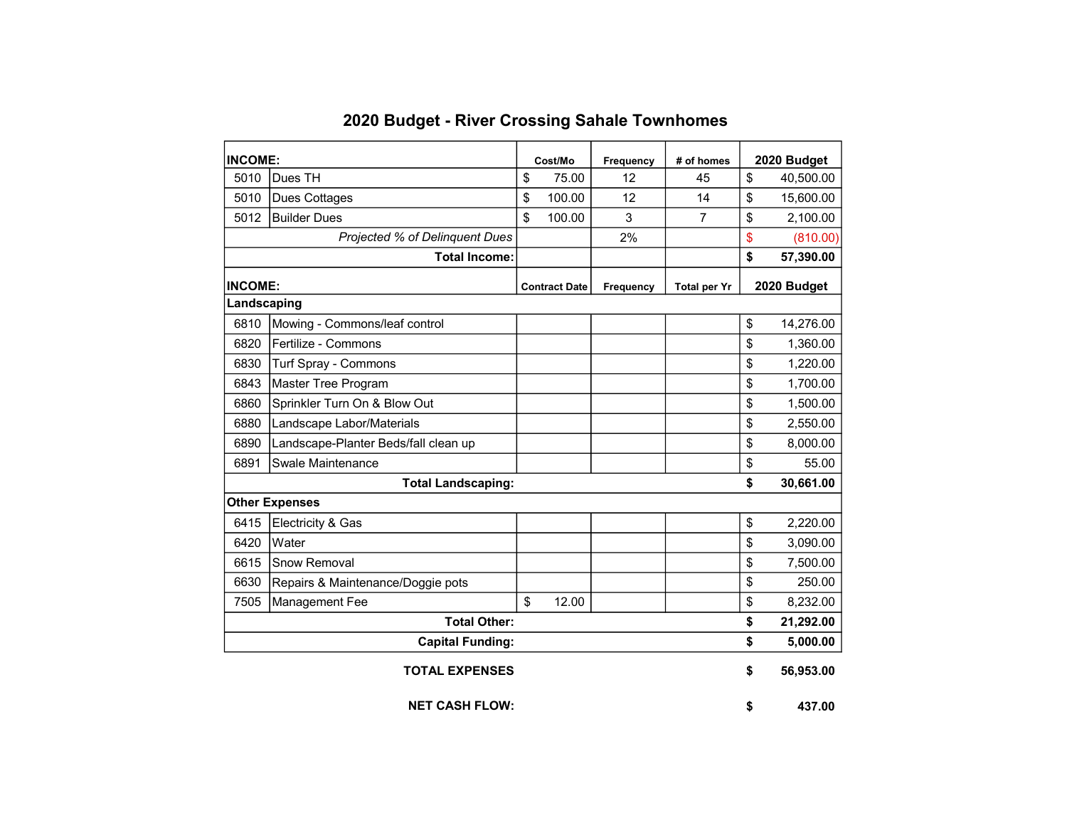# 2020 Budget - River Crossing Sahale Townhomes

| INCOME: | | Cost/Mo | Frequency | # of homes | 2020 Budget |
|---|---|---|---|---|---|
| 5010 | Dues TH | $ 75.00 | 12 | 45 | $ 40,500.00 |
| 5010 | Dues Cottages | $ 100.00 | 12 | 14 | $ 15,600.00 |
| 5012 | Builder Dues | $ 100.00 | 3 | 7 | $ 2,100.00 |
| | *Projected % of Delinquent Dues* | | 2% | | $ (810.00) |
| | **Total Income:** | | | | **$ 57,390.00** |
| **INCOME:** | | **Contract Date** | **Frequency** | **Total per Yr** | **2020 Budget** |
| **Landscaping** | | | | | |
| 6810 | Mowing - Commons/leaf control | | | | $ 14,276.00 |
| 6820 | Fertilize - Commons | | | | $ 1,360.00 |
| 6830 | Turf Spray - Commons | | | | $ 1,220.00 |
| 6843 | Master Tree Program | | | | $ 1,700.00 |
| 6860 | Sprinkler Turn On & Blow Out | | | | $ 1,500.00 |
| 6880 | Landscape Labor/Materials | | | | $ 2,550.00 |
| 6890 | Landscape-Planter Beds/fall clean up | | | | $ 8,000.00 |
| 6891 | Swale Maintenance | | | | $ 55.00 |
| | **Total Landscaping:** | | | | **$ 30,661.00** |
| **Other Expenses** | | | | | |
| 6415 | Electricity & Gas | | | | $ 2,220.00 |
| 6420 | Water | | | | $ 3,090.00 |
| 6615 | Snow Removal | | | | $ 7,500.00 |
| 6630 | Repairs & Maintenance/Doggie pots | | | | $ 250.00 |
| 7505 | Management Fee | $ 12.00 | | | $ 8,232.00 |
| | **Total Other:** | | | | **$ 21,292.00** |
| | **Capital Funding:** | | | | **$ 5,000.00** |
| | **TOTAL EXPENSES** | | | | **$ 56,953.00** |
| | **NET CASH FLOW:** | | | | **$ 437.00** |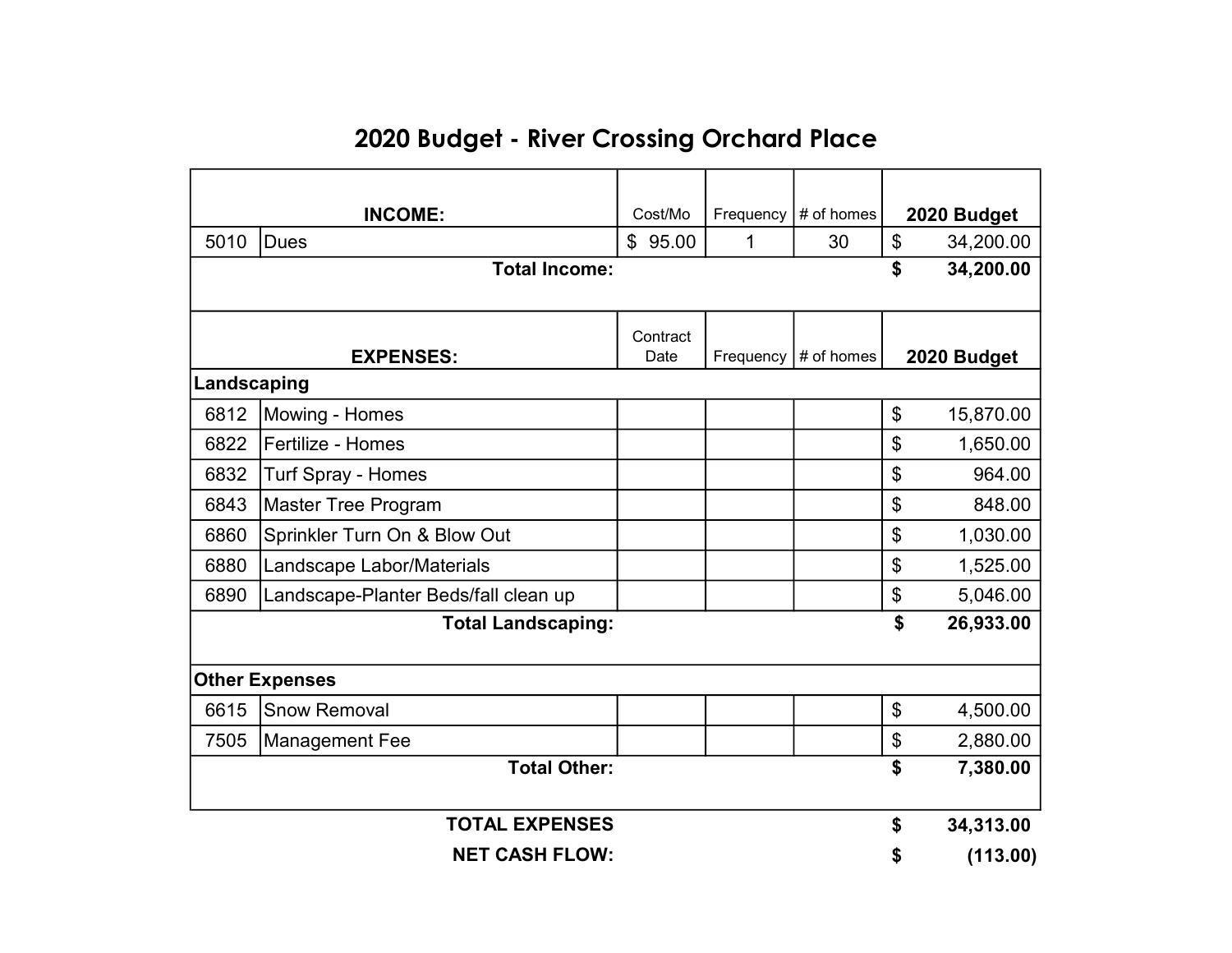# 2020 Budget - River Crossing Orchard Place

| | INCOME: | Cost/Mo | Frequency | # of homes | 2020 Budget |
|---|---|---|---|---|---|
| 5010 | Dues | $ 95.00 | 1 | 30 | $ 34,200.00 |
| | **Total Income:** | | | | **$ 34,200.00** |
| | | | | | |
| | **EXPENSES:** | Contract Date | Frequency | # of homes | **2020 Budget** |
| **Landscaping** | | | | | |
| 6812 | Mowing - Homes | | | | $ 15,870.00 |
| 6822 | Fertilize - Homes | | | | $ 1,650.00 |
| 6832 | Turf Spray - Homes | | | | $ 964.00 |
| 6843 | Master Tree Program | | | | $ 848.00 |
| 6860 | Sprinkler Turn On & Blow Out | | | | $ 1,030.00 |
| 6880 | Landscape Labor/Materials | | | | $ 1,525.00 |
| 6890 | Landscape-Planter Beds/fall clean up | | | | $ 5,046.00 |
| | **Total Landscaping:** | | | | **$ 26,933.00** |
| | | | | | |
| **Other Expenses** | | | | | |
| 6615 | Snow Removal | | | | $ 4,500.00 |
| 7505 | Management Fee | | | | $ 2,880.00 |
| | **Total Other:** | | | | **$ 7,380.00** |
| | | | | | |
| | **TOTAL EXPENSES** | | | | **$ 34,313.00** |
| | **NET CASH FLOW:** | | | | **$ (113.00)** |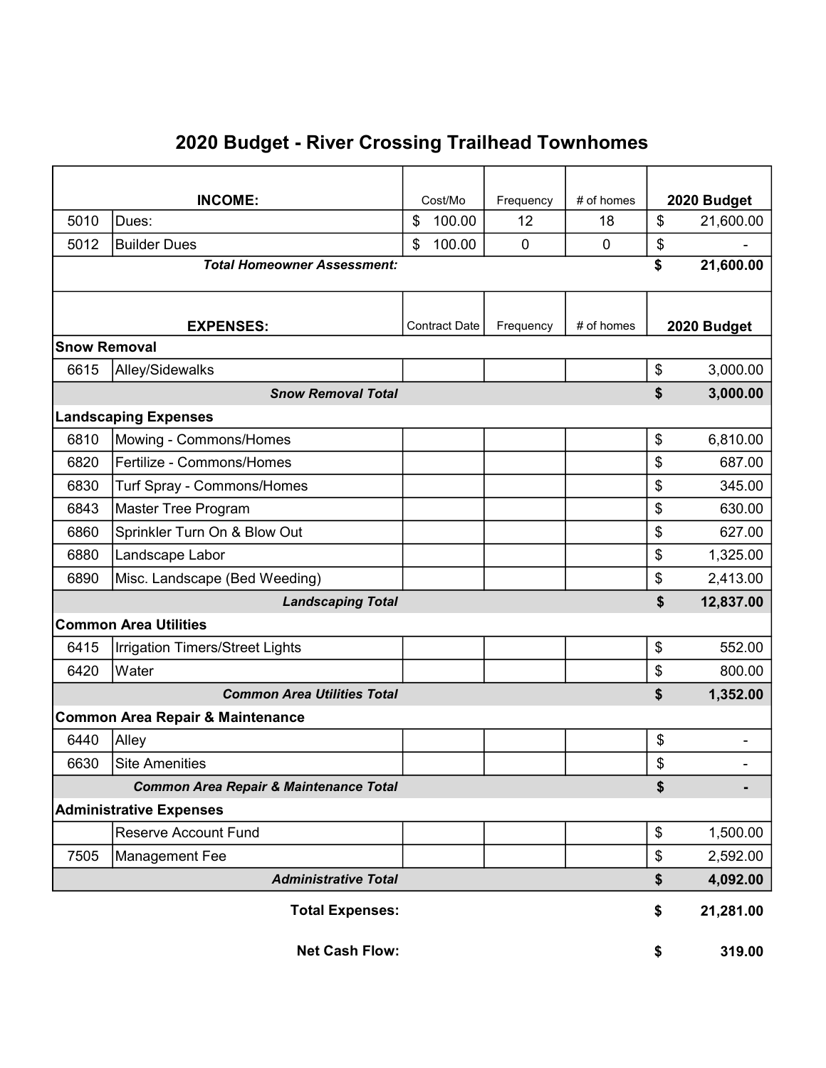# 2020 Budget - River Crossing Trailhead Townhomes

| | INCOME: | Cost/Mo | Frequency | # of homes | 2020 Budget |
|---|---|---|---|---|---|
| 5010 | Dues: | $ 100.00 | 12 | 18 | $ 21,600.00 |
| 5012 | Builder Dues | $ 100.00 | 0 | 0 | $ - |
| | ***Total Homeowner Assessment:*** | | | | **$ 21,600.00** |
| | **EXPENSES:** | Contract Date | Frequency | # of homes | **2020 Budget** |
| **Snow Removal** | | | | | |
| 6615 | Alley/Sidewalks | | | | $ 3,000.00 |
| | ***Snow Removal Total*** | | | | **$ 3,000.00** |
| **Landscaping Expenses** | | | | | |
| 6810 | Mowing - Commons/Homes | | | | $ 6,810.00 |
| 6820 | Fertilize - Commons/Homes | | | | $ 687.00 |
| 6830 | Turf Spray - Commons/Homes | | | | $ 345.00 |
| 6843 | Master Tree Program | | | | $ 630.00 |
| 6860 | Sprinkler Turn On & Blow Out | | | | $ 627.00 |
| 6880 | Landscape Labor | | | | $ 1,325.00 |
| 6890 | Misc. Landscape (Bed Weeding) | | | | $ 2,413.00 |
| | ***Landscaping Total*** | | | | **$ 12,837.00** |
| **Common Area Utilities** | | | | | |
| 6415 | Irrigation Timers/Street Lights | | | | $ 552.00 |
| 6420 | Water | | | | $ 800.00 |
| | ***Common Area Utilities Total*** | | | | **$ 1,352.00** |
| **Common Area Repair & Maintenance** | | | | | |
| 6440 | Alley | | | | $ - |
| 6630 | Site Amenities | | | | $ - |
| | ***Common Area Repair & Maintenance Total*** | | | | **$ -** |
| **Administrative Expenses** | | | | | |
| | Reserve Account Fund | | | | $ 1,500.00 |
| 7505 | Management Fee | | | | $ 2,592.00 |
| | ***Administrative Total*** | | | | **$ 4,092.00** |
| | **Total Expenses:** | | | | **$ 21,281.00** |
| | **Net Cash Flow:** | | | | **$ 319.00** |